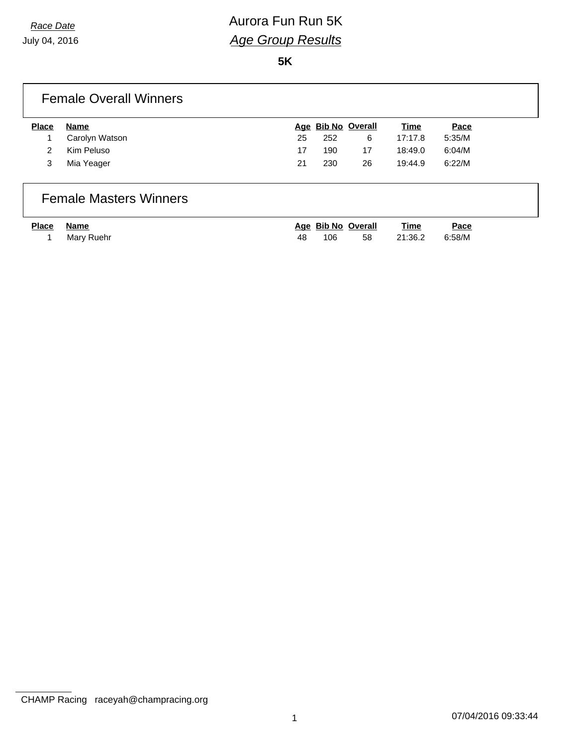*Race Date*

July 04, 2016

# Aurora Fun Run 5K

## *Age Group Results*

**5K**

### Female Overall Winners

| Place | Name | Age | Bib No | Overall | Time | Pace |
|---|---|---|---|---|---|---|
| 1 | Carolyn Watson | 25 | 252 | 6 | 17:17.8 | 5:35/M |
| 2 | Kim Peluso | 17 | 190 | 17 | 18:49.0 | 6:04/M |
| 3 | Mia Yeager | 21 | 230 | 26 | 19:44.9 | 6:22/M |

### Female Masters Winners

| Place | Name | Age | Bib No | Overall | Time | Pace |
|---|---|---|---|---|---|---|
| 1 | Mary Ruehr | 48 | 106 | 58 | 21:36.2 | 6:58/M |

CHAMP Racing raceyah@champracing.org

07/04/2016 09:33:44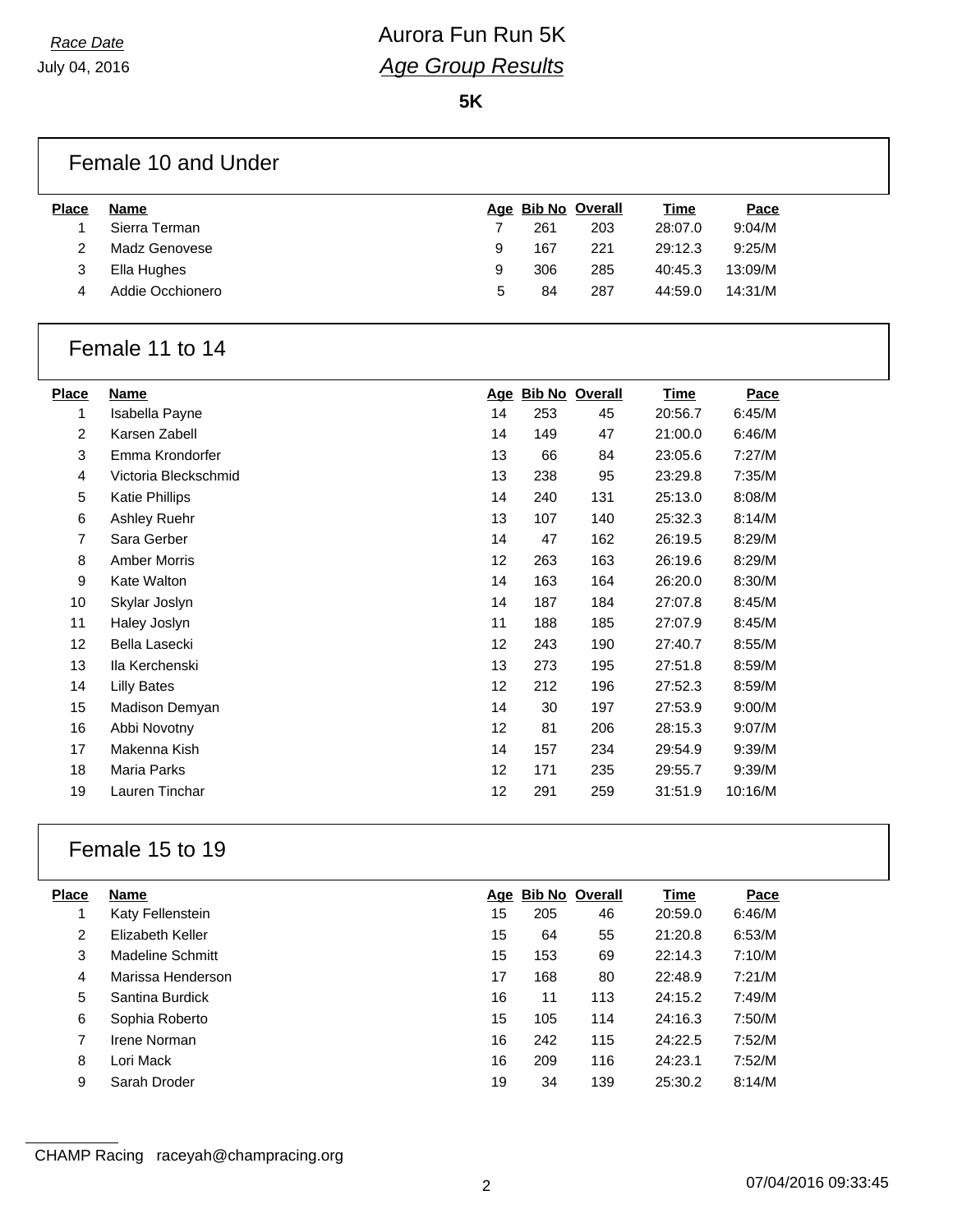*Race Date*
July 04, 2016

# Aurora Fun Run 5K
## *Age Group Results*

**5K**

### Female 10 and Under

| Place | Name | Age | Bib No | Overall | Time | Pace |
|---|---|---|---|---|---|---|
| 1 | Sierra Terman | 7 | 261 | 203 | 28:07.0 | 9:04/M |
| 2 | Madz Genovese | 9 | 167 | 221 | 29:12.3 | 9:25/M |
| 3 | Ella Hughes | 9 | 306 | 285 | 40:45.3 | 13:09/M |
| 4 | Addie Occhionero | 5 | 84 | 287 | 44:59.0 | 14:31/M |

### Female 11 to 14

| Place | Name | Age | Bib No | Overall | Time | Pace |
|---|---|---|---|---|---|---|
| 1 | Isabella Payne | 14 | 253 | 45 | 20:56.7 | 6:45/M |
| 2 | Karsen Zabell | 14 | 149 | 47 | 21:00.0 | 6:46/M |
| 3 | Emma Krondorfer | 13 | 66 | 84 | 23:05.6 | 7:27/M |
| 4 | Victoria Bleckschmid | 13 | 238 | 95 | 23:29.8 | 7:35/M |
| 5 | Katie Phillips | 14 | 240 | 131 | 25:13.0 | 8:08/M |
| 6 | Ashley Ruehr | 13 | 107 | 140 | 25:32.3 | 8:14/M |
| 7 | Sara Gerber | 14 | 47 | 162 | 26:19.5 | 8:29/M |
| 8 | Amber Morris | 12 | 263 | 163 | 26:19.6 | 8:29/M |
| 9 | Kate Walton | 14 | 163 | 164 | 26:20.0 | 8:30/M |
| 10 | Skylar Joslyn | 14 | 187 | 184 | 27:07.8 | 8:45/M |
| 11 | Haley Joslyn | 11 | 188 | 185 | 27:07.9 | 8:45/M |
| 12 | Bella Lasecki | 12 | 243 | 190 | 27:40.7 | 8:55/M |
| 13 | Ila Kerchenski | 13 | 273 | 195 | 27:51.8 | 8:59/M |
| 14 | Lilly Bates | 12 | 212 | 196 | 27:52.3 | 8:59/M |
| 15 | Madison Demyan | 14 | 30 | 197 | 27:53.9 | 9:00/M |
| 16 | Abbi Novotny | 12 | 81 | 206 | 28:15.3 | 9:07/M |
| 17 | Makenna Kish | 14 | 157 | 234 | 29:54.9 | 9:39/M |
| 18 | Maria Parks | 12 | 171 | 235 | 29:55.7 | 9:39/M |
| 19 | Lauren Tinchar | 12 | 291 | 259 | 31:51.9 | 10:16/M |

### Female 15 to 19

| Place | Name | Age | Bib No | Overall | Time | Pace |
|---|---|---|---|---|---|---|
| 1 | Katy Fellenstein | 15 | 205 | 46 | 20:59.0 | 6:46/M |
| 2 | Elizabeth Keller | 15 | 64 | 55 | 21:20.8 | 6:53/M |
| 3 | Madeline Schmitt | 15 | 153 | 69 | 22:14.3 | 7:10/M |
| 4 | Marissa Henderson | 17 | 168 | 80 | 22:48.9 | 7:21/M |
| 5 | Santina Burdick | 16 | 11 | 113 | 24:15.2 | 7:49/M |
| 6 | Sophia Roberto | 15 | 105 | 114 | 24:16.3 | 7:50/M |
| 7 | Irene Norman | 16 | 242 | 115 | 24:22.5 | 7:52/M |
| 8 | Lori Mack | 16 | 209 | 116 | 24:23.1 | 7:52/M |
| 9 | Sarah Droder | 19 | 34 | 139 | 25:30.2 | 8:14/M |

CHAMP Racing raceyah@champracing.org

07/04/2016 09:33:45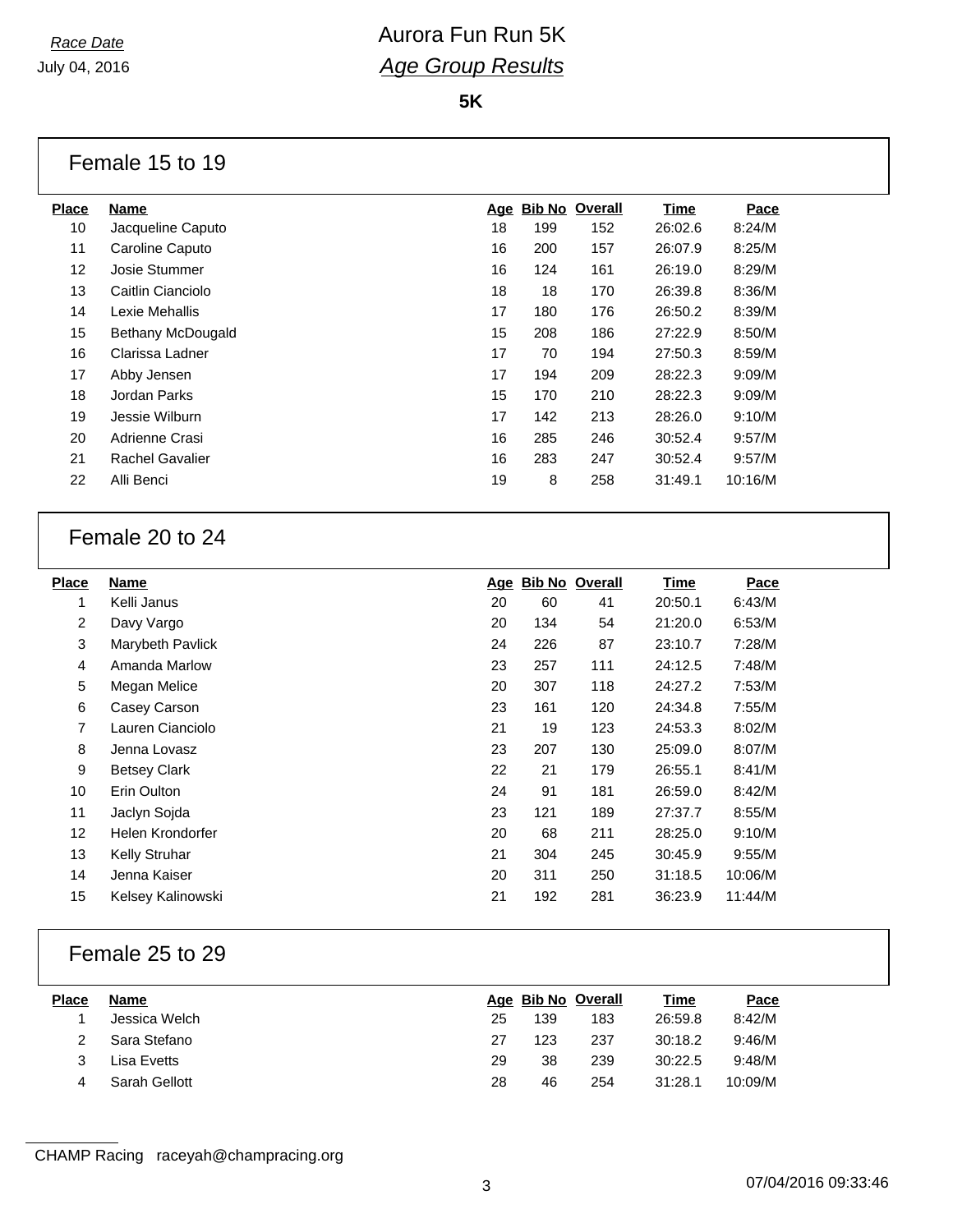Race Date
July 04, 2016

# Aurora Fun Run 5K
## *Age Group Results*

**5K**

### Female 15 to 19

| Place | Name | Age | Bib No | Overall | Time | Pace |
|---|---|---|---|---|---|---|
| 10 | Jacqueline Caputo | 18 | 199 | 152 | 26:02.6 | 8:24/M |
| 11 | Caroline Caputo | 16 | 200 | 157 | 26:07.9 | 8:25/M |
| 12 | Josie Stummer | 16 | 124 | 161 | 26:19.0 | 8:29/M |
| 13 | Caitlin Cianciolo | 18 | 18 | 170 | 26:39.8 | 8:36/M |
| 14 | Lexie Mehallis | 17 | 180 | 176 | 26:50.2 | 8:39/M |
| 15 | Bethany McDougald | 15 | 208 | 186 | 27:22.9 | 8:50/M |
| 16 | Clarissa Ladner | 17 | 70 | 194 | 27:50.3 | 8:59/M |
| 17 | Abby Jensen | 17 | 194 | 209 | 28:22.3 | 9:09/M |
| 18 | Jordan Parks | 15 | 170 | 210 | 28:22.3 | 9:09/M |
| 19 | Jessie Wilburn | 17 | 142 | 213 | 28:26.0 | 9:10/M |
| 20 | Adrienne Crasi | 16 | 285 | 246 | 30:52.4 | 9:57/M |
| 21 | Rachel Gavalier | 16 | 283 | 247 | 30:52.4 | 9:57/M |
| 22 | Alli Benci | 19 | 8 | 258 | 31:49.1 | 10:16/M |

### Female 20 to 24

| Place | Name | Age | Bib No | Overall | Time | Pace |
|---|---|---|---|---|---|---|
| 1 | Kelli Janus | 20 | 60 | 41 | 20:50.1 | 6:43/M |
| 2 | Davy Vargo | 20 | 134 | 54 | 21:20.0 | 6:53/M |
| 3 | Marybeth Pavlick | 24 | 226 | 87 | 23:10.7 | 7:28/M |
| 4 | Amanda Marlow | 23 | 257 | 111 | 24:12.5 | 7:48/M |
| 5 | Megan Melice | 20 | 307 | 118 | 24:27.2 | 7:53/M |
| 6 | Casey Carson | 23 | 161 | 120 | 24:34.8 | 7:55/M |
| 7 | Lauren Cianciolo | 21 | 19 | 123 | 24:53.3 | 8:02/M |
| 8 | Jenna Lovasz | 23 | 207 | 130 | 25:09.0 | 8:07/M |
| 9 | Betsey Clark | 22 | 21 | 179 | 26:55.1 | 8:41/M |
| 10 | Erin Oulton | 24 | 91 | 181 | 26:59.0 | 8:42/M |
| 11 | Jaclyn Sojda | 23 | 121 | 189 | 27:37.7 | 8:55/M |
| 12 | Helen Krondorfer | 20 | 68 | 211 | 28:25.0 | 9:10/M |
| 13 | Kelly Struhar | 21 | 304 | 245 | 30:45.9 | 9:55/M |
| 14 | Jenna Kaiser | 20 | 311 | 250 | 31:18.5 | 10:06/M |
| 15 | Kelsey Kalinowski | 21 | 192 | 281 | 36:23.9 | 11:44/M |

### Female 25 to 29

| Place | Name | Age | Bib No | Overall | Time | Pace |
|---|---|---|---|---|---|---|
| 1 | Jessica Welch | 25 | 139 | 183 | 26:59.8 | 8:42/M |
| 2 | Sara Stefano | 27 | 123 | 237 | 30:18.2 | 9:46/M |
| 3 | Lisa Evetts | 29 | 38 | 239 | 30:22.5 | 9:48/M |
| 4 | Sarah Gellott | 28 | 46 | 254 | 31:28.1 | 10:09/M |

CHAMP Racing raceyah@champracing.org

07/04/2016 09:33:46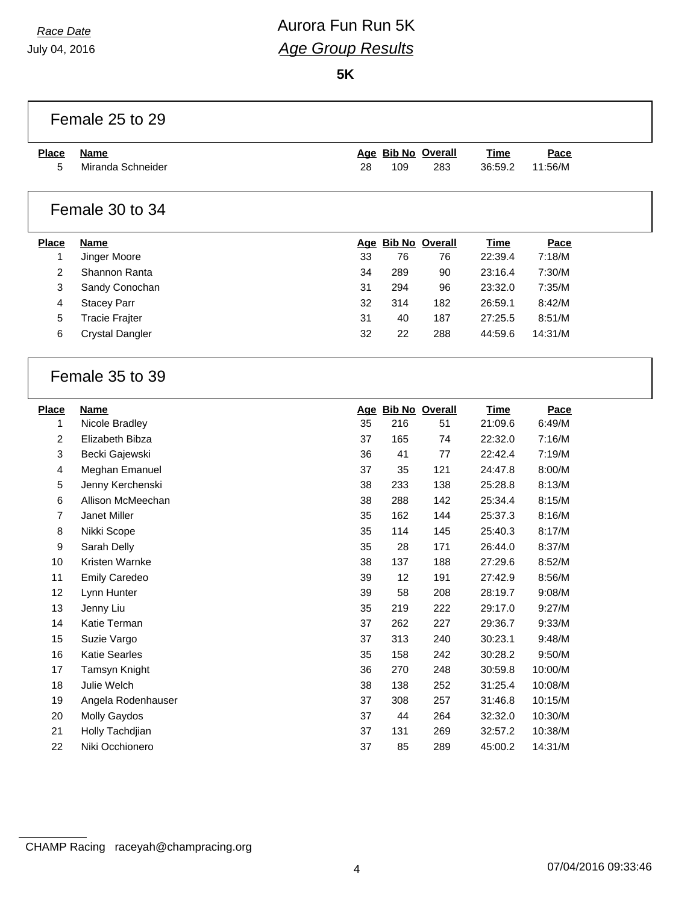Race Date
July 04, 2016

# Aurora Fun Run 5K
## *Age Group Results*

**5K**

### Female 25 to 29

| Place | Name | Age | Bib No | Overall | Time | Pace |
|---|---|---|---|---|---|---|
| 5 | Miranda Schneider | 28 | 109 | 283 | 36:59.2 | 11:56/M |

### Female 30 to 34

| Place | Name | Age | Bib No | Overall | Time | Pace |
|---|---|---|---|---|---|---|
| 1 | Jinger Moore | 33 | 76 | 76 | 22:39.4 | 7:18/M |
| 2 | Shannon Ranta | 34 | 289 | 90 | 23:16.4 | 7:30/M |
| 3 | Sandy Conochan | 31 | 294 | 96 | 23:32.0 | 7:35/M |
| 4 | Stacey Parr | 32 | 314 | 182 | 26:59.1 | 8:42/M |
| 5 | Tracie Frajter | 31 | 40 | 187 | 27:25.5 | 8:51/M |
| 6 | Crystal Dangler | 32 | 22 | 288 | 44:59.6 | 14:31/M |

### Female 35 to 39

| Place | Name | Age | Bib No | Overall | Time | Pace |
|---|---|---|---|---|---|---|
| 1 | Nicole Bradley | 35 | 216 | 51 | 21:09.6 | 6:49/M |
| 2 | Elizabeth Bibza | 37 | 165 | 74 | 22:32.0 | 7:16/M |
| 3 | Becki Gajewski | 36 | 41 | 77 | 22:42.4 | 7:19/M |
| 4 | Meghan Emanuel | 37 | 35 | 121 | 24:47.8 | 8:00/M |
| 5 | Jenny Kerchenski | 38 | 233 | 138 | 25:28.8 | 8:13/M |
| 6 | Allison McMeechan | 38 | 288 | 142 | 25:34.4 | 8:15/M |
| 7 | Janet Miller | 35 | 162 | 144 | 25:37.3 | 8:16/M |
| 8 | Nikki Scope | 35 | 114 | 145 | 25:40.3 | 8:17/M |
| 9 | Sarah Delly | 35 | 28 | 171 | 26:44.0 | 8:37/M |
| 10 | Kristen Warnke | 38 | 137 | 188 | 27:29.6 | 8:52/M |
| 11 | Emily Caredeo | 39 | 12 | 191 | 27:42.9 | 8:56/M |
| 12 | Lynn Hunter | 39 | 58 | 208 | 28:19.7 | 9:08/M |
| 13 | Jenny Liu | 35 | 219 | 222 | 29:17.0 | 9:27/M |
| 14 | Katie Terman | 37 | 262 | 227 | 29:36.7 | 9:33/M |
| 15 | Suzie Vargo | 37 | 313 | 240 | 30:23.1 | 9:48/M |
| 16 | Katie Searles | 35 | 158 | 242 | 30:28.2 | 9:50/M |
| 17 | Tamsyn Knight | 36 | 270 | 248 | 30:59.8 | 10:00/M |
| 18 | Julie Welch | 38 | 138 | 252 | 31:25.4 | 10:08/M |
| 19 | Angela Rodenhauser | 37 | 308 | 257 | 31:46.8 | 10:15/M |
| 20 | Molly Gaydos | 37 | 44 | 264 | 32:32.0 | 10:30/M |
| 21 | Holly Tachdjian | 37 | 131 | 269 | 32:57.2 | 10:38/M |
| 22 | Niki Occhionero | 37 | 85 | 289 | 45:00.2 | 14:31/M |

CHAMP Racing raceyah@champracing.org

07/04/2016 09:33:46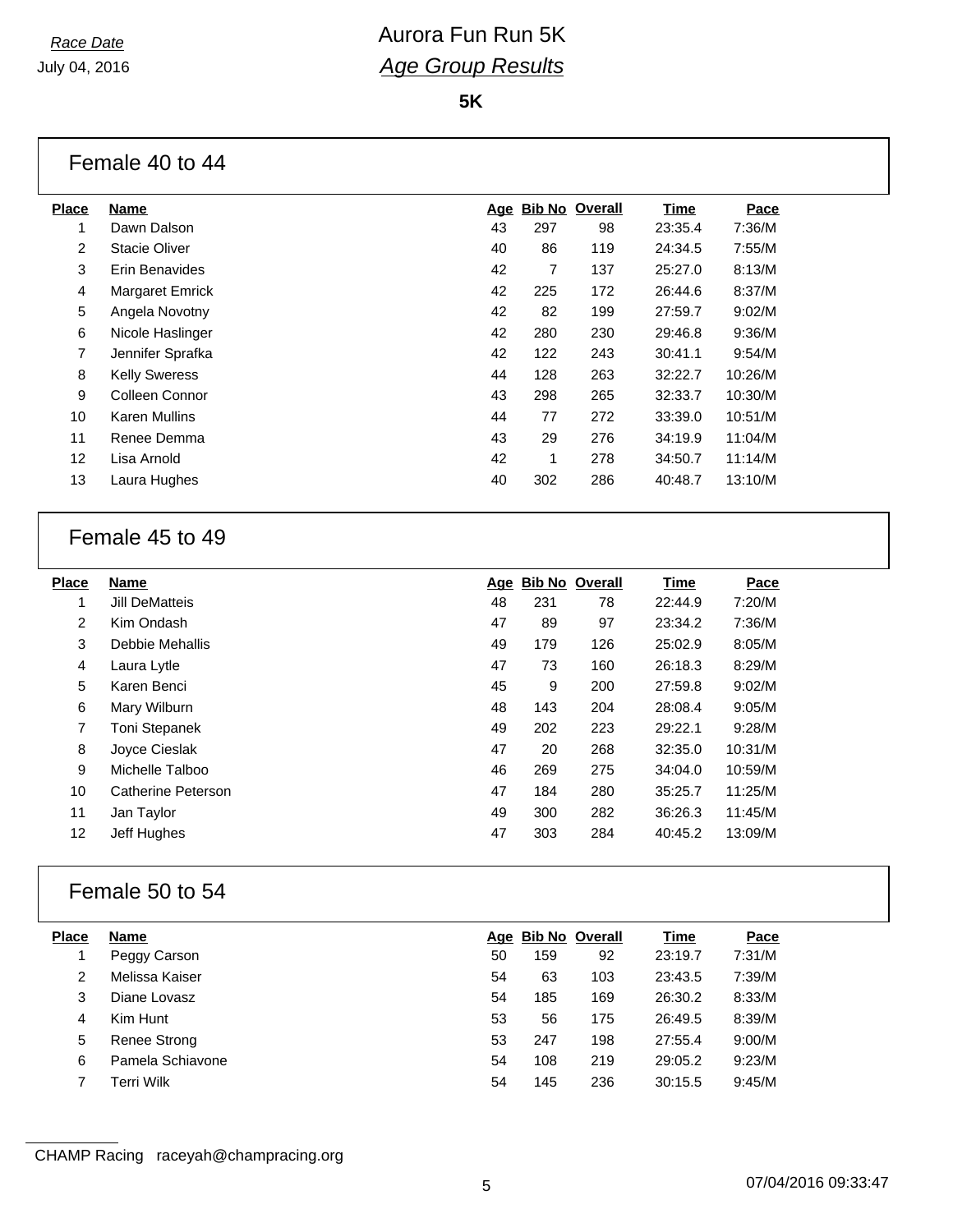# Aurora Fun Run 5K

## *Age Group Results*

*Race Date*
July 04, 2016

**5K**

### Female 40 to 44

| Place | Name | Age | Bib No | Overall | Time | Pace |
|---|---|---|---|---|---|---|
| 1 | Dawn Dalson | 43 | 297 | 98 | 23:35.4 | 7:36/M |
| 2 | Stacie Oliver | 40 | 86 | 119 | 24:34.5 | 7:55/M |
| 3 | Erin Benavides | 42 | 7 | 137 | 25:27.0 | 8:13/M |
| 4 | Margaret Emrick | 42 | 225 | 172 | 26:44.6 | 8:37/M |
| 5 | Angela Novotny | 42 | 82 | 199 | 27:59.7 | 9:02/M |
| 6 | Nicole Haslinger | 42 | 280 | 230 | 29:46.8 | 9:36/M |
| 7 | Jennifer Sprafka | 42 | 122 | 243 | 30:41.1 | 9:54/M |
| 8 | Kelly Sweress | 44 | 128 | 263 | 32:22.7 | 10:26/M |
| 9 | Colleen Connor | 43 | 298 | 265 | 32:33.7 | 10:30/M |
| 10 | Karen Mullins | 44 | 77 | 272 | 33:39.0 | 10:51/M |
| 11 | Renee Demma | 43 | 29 | 276 | 34:19.9 | 11:04/M |
| 12 | Lisa Arnold | 42 | 1 | 278 | 34:50.7 | 11:14/M |
| 13 | Laura Hughes | 40 | 302 | 286 | 40:48.7 | 13:10/M |

### Female 45 to 49

| Place | Name | Age | Bib No | Overall | Time | Pace |
|---|---|---|---|---|---|---|
| 1 | Jill DeMatteis | 48 | 231 | 78 | 22:44.9 | 7:20/M |
| 2 | Kim Ondash | 47 | 89 | 97 | 23:34.2 | 7:36/M |
| 3 | Debbie Mehallis | 49 | 179 | 126 | 25:02.9 | 8:05/M |
| 4 | Laura Lytle | 47 | 73 | 160 | 26:18.3 | 8:29/M |
| 5 | Karen Benci | 45 | 9 | 200 | 27:59.8 | 9:02/M |
| 6 | Mary Wilburn | 48 | 143 | 204 | 28:08.4 | 9:05/M |
| 7 | Toni Stepanek | 49 | 202 | 223 | 29:22.1 | 9:28/M |
| 8 | Joyce Cieslak | 47 | 20 | 268 | 32:35.0 | 10:31/M |
| 9 | Michelle Talboo | 46 | 269 | 275 | 34:04.0 | 10:59/M |
| 10 | Catherine Peterson | 47 | 184 | 280 | 35:25.7 | 11:25/M |
| 11 | Jan Taylor | 49 | 300 | 282 | 36:26.3 | 11:45/M |
| 12 | Jeff Hughes | 47 | 303 | 284 | 40:45.2 | 13:09/M |

### Female 50 to 54

| Place | Name | Age | Bib No | Overall | Time | Pace |
|---|---|---|---|---|---|---|
| 1 | Peggy Carson | 50 | 159 | 92 | 23:19.7 | 7:31/M |
| 2 | Melissa Kaiser | 54 | 63 | 103 | 23:43.5 | 7:39/M |
| 3 | Diane Lovasz | 54 | 185 | 169 | 26:30.2 | 8:33/M |
| 4 | Kim Hunt | 53 | 56 | 175 | 26:49.5 | 8:39/M |
| 5 | Renee Strong | 53 | 247 | 198 | 27:55.4 | 9:00/M |
| 6 | Pamela Schiavone | 54 | 108 | 219 | 29:05.2 | 9:23/M |
| 7 | Terri Wilk | 54 | 145 | 236 | 30:15.5 | 9:45/M |

CHAMP Racing raceyah@champracing.org

07/04/2016 09:33:47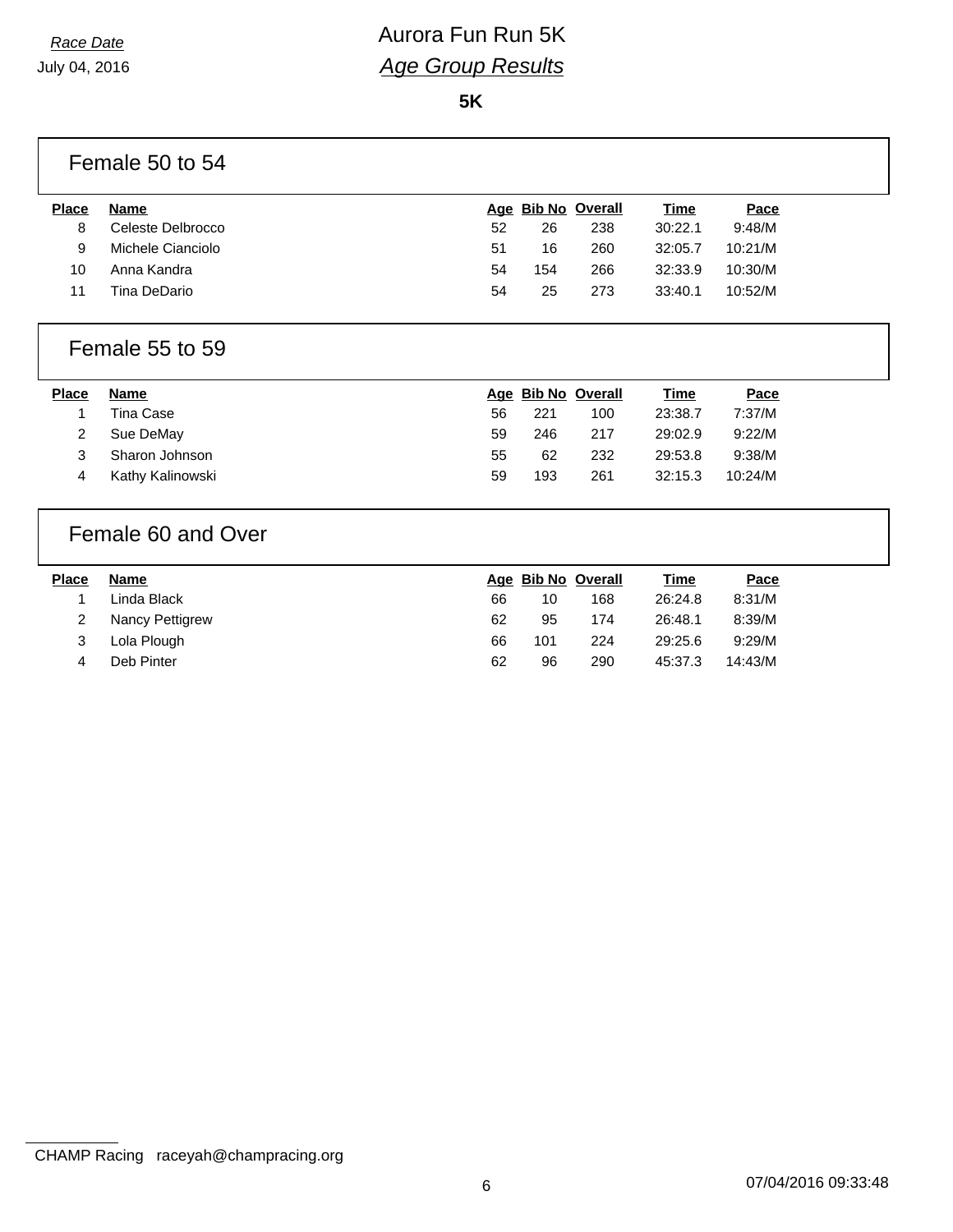*Race Date*
July 04, 2016

# Aurora Fun Run 5K
## *Age Group Results*

**5K**

### Female 50 to 54

| Place | Name | Age | Bib No | Overall | Time | Pace |
|---|---|---|---|---|---|---|
| 8 | Celeste Delbrocco | 52 | 26 | 238 | 30:22.1 | 9:48/M |
| 9 | Michele Cianciolo | 51 | 16 | 260 | 32:05.7 | 10:21/M |
| 10 | Anna Kandra | 54 | 154 | 266 | 32:33.9 | 10:30/M |
| 11 | Tina DeDario | 54 | 25 | 273 | 33:40.1 | 10:52/M |

### Female 55 to 59

| Place | Name | Age | Bib No | Overall | Time | Pace |
|---|---|---|---|---|---|---|
| 1 | Tina Case | 56 | 221 | 100 | 23:38.7 | 7:37/M |
| 2 | Sue DeMay | 59 | 246 | 217 | 29:02.9 | 9:22/M |
| 3 | Sharon Johnson | 55 | 62 | 232 | 29:53.8 | 9:38/M |
| 4 | Kathy Kalinowski | 59 | 193 | 261 | 32:15.3 | 10:24/M |

### Female 60 and Over

| Place | Name | Age | Bib No | Overall | Time | Pace |
|---|---|---|---|---|---|---|
| 1 | Linda Black | 66 | 10 | 168 | 26:24.8 | 8:31/M |
| 2 | Nancy Pettigrew | 62 | 95 | 174 | 26:48.1 | 8:39/M |
| 3 | Lola Plough | 66 | 101 | 224 | 29:25.6 | 9:29/M |
| 4 | Deb Pinter | 62 | 96 | 290 | 45:37.3 | 14:43/M |

CHAMP Racing raceyah@champracing.org

07/04/2016 09:33:48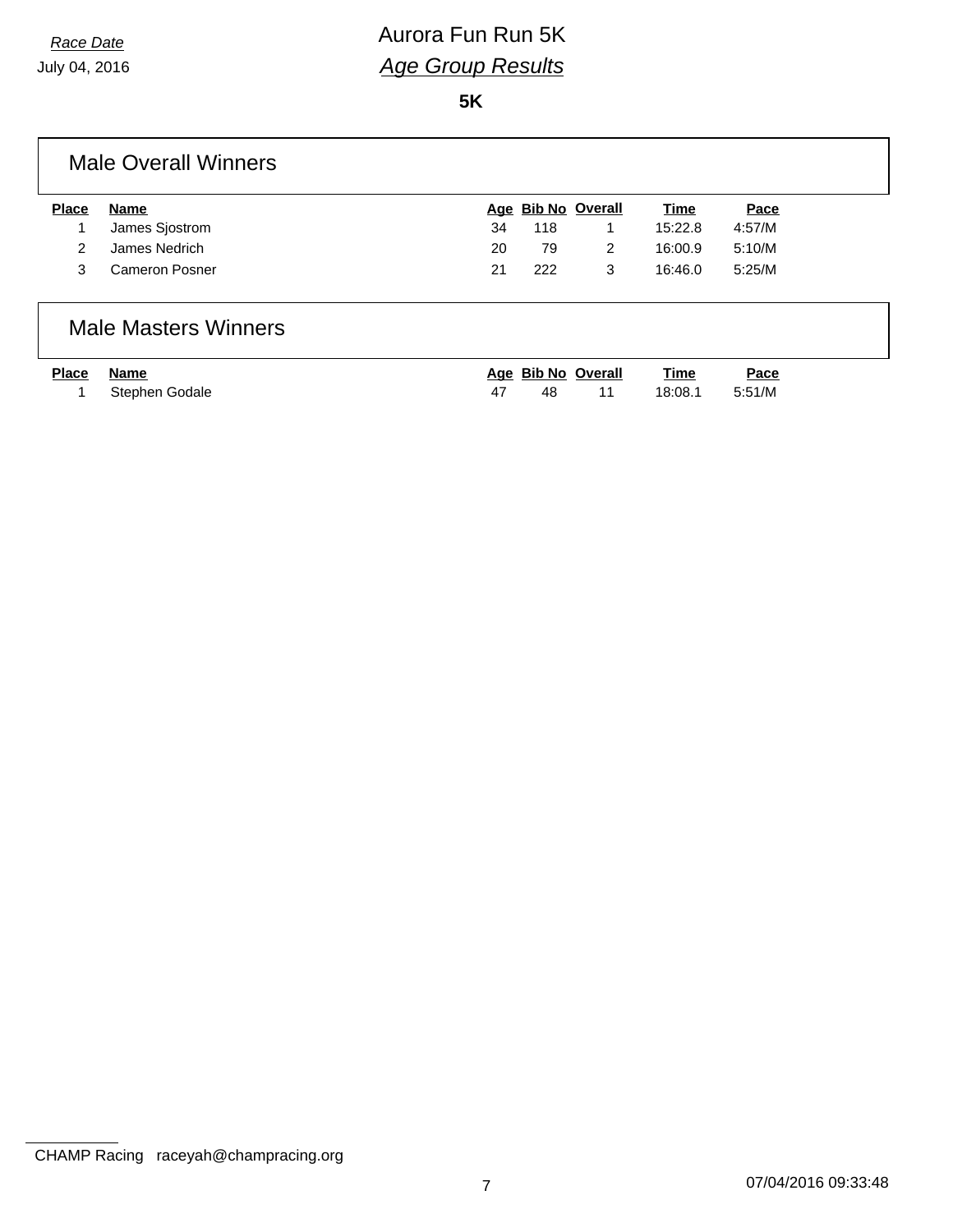*Race Date*
July 04, 2016

# Aurora Fun Run 5K
## *Age Group Results*

**5K**

### Male Overall Winners

| Place | Name | Age | Bib No | Overall | Time | Pace |
|---|---|---|---|---|---|---|
| 1 | James Sjostrom | 34 | 118 | 1 | 15:22.8 | 4:57/M |
| 2 | James Nedrich | 20 | 79 | 2 | 16:00.9 | 5:10/M |
| 3 | Cameron Posner | 21 | 222 | 3 | 16:46.0 | 5:25/M |

### Male Masters Winners

| Place | Name | Age | Bib No | Overall | Time | Pace |
|---|---|---|---|---|---|---|
| 1 | Stephen Godale | 47 | 48 | 11 | 18:08.1 | 5:51/M |

CHAMP Racing raceyah@champracing.org

07/04/2016 09:33:48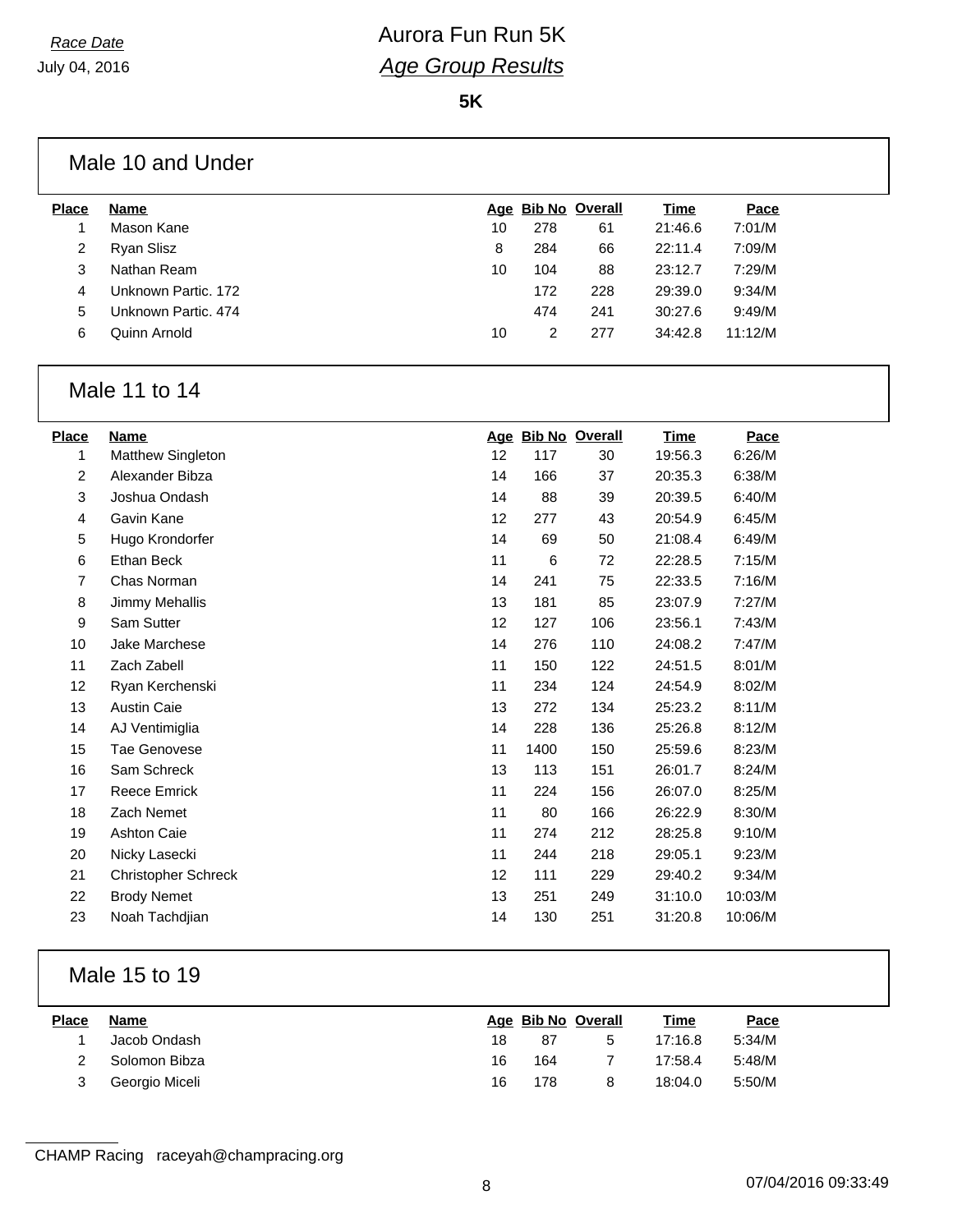*Race Date*
July 04, 2016

# Aurora Fun Run 5K
## *Age Group Results*

**5K**

### Male 10 and Under

| Place | Name | Age | Bib No | Overall | Time | Pace |
|---|---|---|---|---|---|---|
| 1 | Mason Kane | 10 | 278 | 61 | 21:46.6 | 7:01/M |
| 2 | Ryan Slisz | 8 | 284 | 66 | 22:11.4 | 7:09/M |
| 3 | Nathan Ream | 10 | 104 | 88 | 23:12.7 | 7:29/M |
| 4 | Unknown Partic. 172 | | 172 | 228 | 29:39.0 | 9:34/M |
| 5 | Unknown Partic. 474 | | 474 | 241 | 30:27.6 | 9:49/M |
| 6 | Quinn Arnold | 10 | 2 | 277 | 34:42.8 | 11:12/M |

### Male 11 to 14

| Place | Name | Age | Bib No | Overall | Time | Pace |
|---|---|---|---|---|---|---|
| 1 | Matthew Singleton | 12 | 117 | 30 | 19:56.3 | 6:26/M |
| 2 | Alexander Bibza | 14 | 166 | 37 | 20:35.3 | 6:38/M |
| 3 | Joshua Ondash | 14 | 88 | 39 | 20:39.5 | 6:40/M |
| 4 | Gavin Kane | 12 | 277 | 43 | 20:54.9 | 6:45/M |
| 5 | Hugo Krondorfer | 14 | 69 | 50 | 21:08.4 | 6:49/M |
| 6 | Ethan Beck | 11 | 6 | 72 | 22:28.5 | 7:15/M |
| 7 | Chas Norman | 14 | 241 | 75 | 22:33.5 | 7:16/M |
| 8 | Jimmy Mehallis | 13 | 181 | 85 | 23:07.9 | 7:27/M |
| 9 | Sam Sutter | 12 | 127 | 106 | 23:56.1 | 7:43/M |
| 10 | Jake Marchese | 14 | 276 | 110 | 24:08.2 | 7:47/M |
| 11 | Zach Zabell | 11 | 150 | 122 | 24:51.5 | 8:01/M |
| 12 | Ryan Kerchenski | 11 | 234 | 124 | 24:54.9 | 8:02/M |
| 13 | Austin Caie | 13 | 272 | 134 | 25:23.2 | 8:11/M |
| 14 | AJ Ventimiglia | 14 | 228 | 136 | 25:26.8 | 8:12/M |
| 15 | Tae Genovese | 11 | 1400 | 150 | 25:59.6 | 8:23/M |
| 16 | Sam Schreck | 13 | 113 | 151 | 26:01.7 | 8:24/M |
| 17 | Reece Emrick | 11 | 224 | 156 | 26:07.0 | 8:25/M |
| 18 | Zach Nemet | 11 | 80 | 166 | 26:22.9 | 8:30/M |
| 19 | Ashton Caie | 11 | 274 | 212 | 28:25.8 | 9:10/M |
| 20 | Nicky Lasecki | 11 | 244 | 218 | 29:05.1 | 9:23/M |
| 21 | Christopher Schreck | 12 | 111 | 229 | 29:40.2 | 9:34/M |
| 22 | Brody Nemet | 13 | 251 | 249 | 31:10.0 | 10:03/M |
| 23 | Noah Tachdjian | 14 | 130 | 251 | 31:20.8 | 10:06/M |

### Male 15 to 19

| Place | Name | Age | Bib No | Overall | Time | Pace |
|---|---|---|---|---|---|---|
| 1 | Jacob Ondash | 18 | 87 | 5 | 17:16.8 | 5:34/M |
| 2 | Solomon Bibza | 16 | 164 | 7 | 17:58.4 | 5:48/M |
| 3 | Georgio Miceli | 16 | 178 | 8 | 18:04.0 | 5:50/M |

CHAMP Racing raceyah@champracing.org

07/04/2016 09:33:49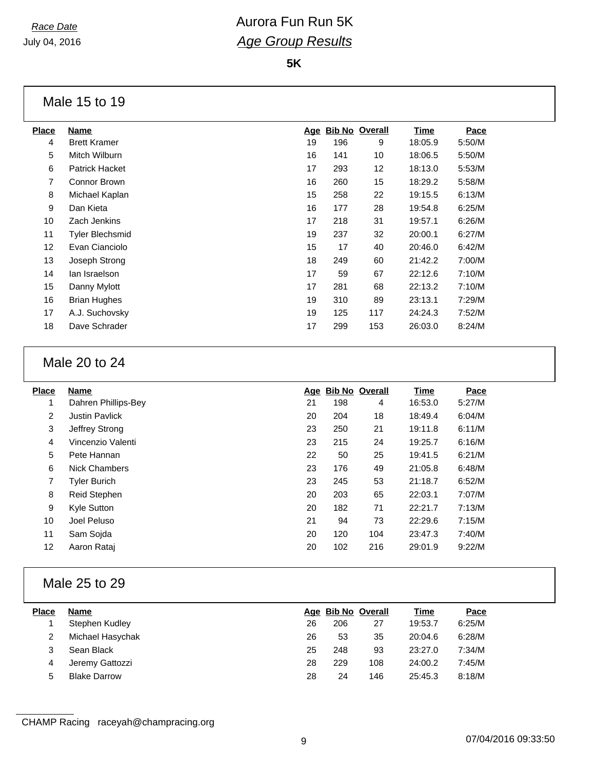Race Date

July 04, 2016

# Aurora Fun Run 5K

## *Age Group Results*

**5K**

### Male 15 to 19

| Place | Name | Age | Bib No | Overall | Time | Pace |
|---|---|---|---|---|---|---|
| 4 | Brett Kramer | 19 | 196 | 9 | 18:05.9 | 5:50/M |
| 5 | Mitch Wilburn | 16 | 141 | 10 | 18:06.5 | 5:50/M |
| 6 | Patrick Hacket | 17 | 293 | 12 | 18:13.0 | 5:53/M |
| 7 | Connor Brown | 16 | 260 | 15 | 18:29.2 | 5:58/M |
| 8 | Michael Kaplan | 15 | 258 | 22 | 19:15.5 | 6:13/M |
| 9 | Dan Kieta | 16 | 177 | 28 | 19:54.8 | 6:25/M |
| 10 | Zach Jenkins | 17 | 218 | 31 | 19:57.1 | 6:26/M |
| 11 | Tyler Blechsmid | 19 | 237 | 32 | 20:00.1 | 6:27/M |
| 12 | Evan Cianciolo | 15 | 17 | 40 | 20:46.0 | 6:42/M |
| 13 | Joseph Strong | 18 | 249 | 60 | 21:42.2 | 7:00/M |
| 14 | Ian Israelson | 17 | 59 | 67 | 22:12.6 | 7:10/M |
| 15 | Danny Mylott | 17 | 281 | 68 | 22:13.2 | 7:10/M |
| 16 | Brian Hughes | 19 | 310 | 89 | 23:13.1 | 7:29/M |
| 17 | A.J. Suchovsky | 19 | 125 | 117 | 24:24.3 | 7:52/M |
| 18 | Dave Schrader | 17 | 299 | 153 | 26:03.0 | 8:24/M |

### Male 20 to 24

| Place | Name | Age | Bib No | Overall | Time | Pace |
|---|---|---|---|---|---|---|
| 1 | Dahren Phillips-Bey | 21 | 198 | 4 | 16:53.0 | 5:27/M |
| 2 | Justin Pavlick | 20 | 204 | 18 | 18:49.4 | 6:04/M |
| 3 | Jeffrey Strong | 23 | 250 | 21 | 19:11.8 | 6:11/M |
| 4 | Vincenzio Valenti | 23 | 215 | 24 | 19:25.7 | 6:16/M |
| 5 | Pete Hannan | 22 | 50 | 25 | 19:41.5 | 6:21/M |
| 6 | Nick Chambers | 23 | 176 | 49 | 21:05.8 | 6:48/M |
| 7 | Tyler Burich | 23 | 245 | 53 | 21:18.7 | 6:52/M |
| 8 | Reid Stephen | 20 | 203 | 65 | 22:03.1 | 7:07/M |
| 9 | Kyle Sutton | 20 | 182 | 71 | 22:21.7 | 7:13/M |
| 10 | Joel Peluso | 21 | 94 | 73 | 22:29.6 | 7:15/M |
| 11 | Sam Sojda | 20 | 120 | 104 | 23:47.3 | 7:40/M |
| 12 | Aaron Rataj | 20 | 102 | 216 | 29:01.9 | 9:22/M |

### Male 25 to 29

| Place | Name | Age | Bib No | Overall | Time | Pace |
|---|---|---|---|---|---|---|
| 1 | Stephen Kudley | 26 | 206 | 27 | 19:53.7 | 6:25/M |
| 2 | Michael Hasychak | 26 | 53 | 35 | 20:04.6 | 6:28/M |
| 3 | Sean Black | 25 | 248 | 93 | 23:27.0 | 7:34/M |
| 4 | Jeremy Gattozzi | 28 | 229 | 108 | 24:00.2 | 7:45/M |
| 5 | Blake Darrow | 28 | 24 | 146 | 25:45.3 | 8:18/M |

CHAMP Racing raceyah@champracing.org

07/04/2016 09:33:50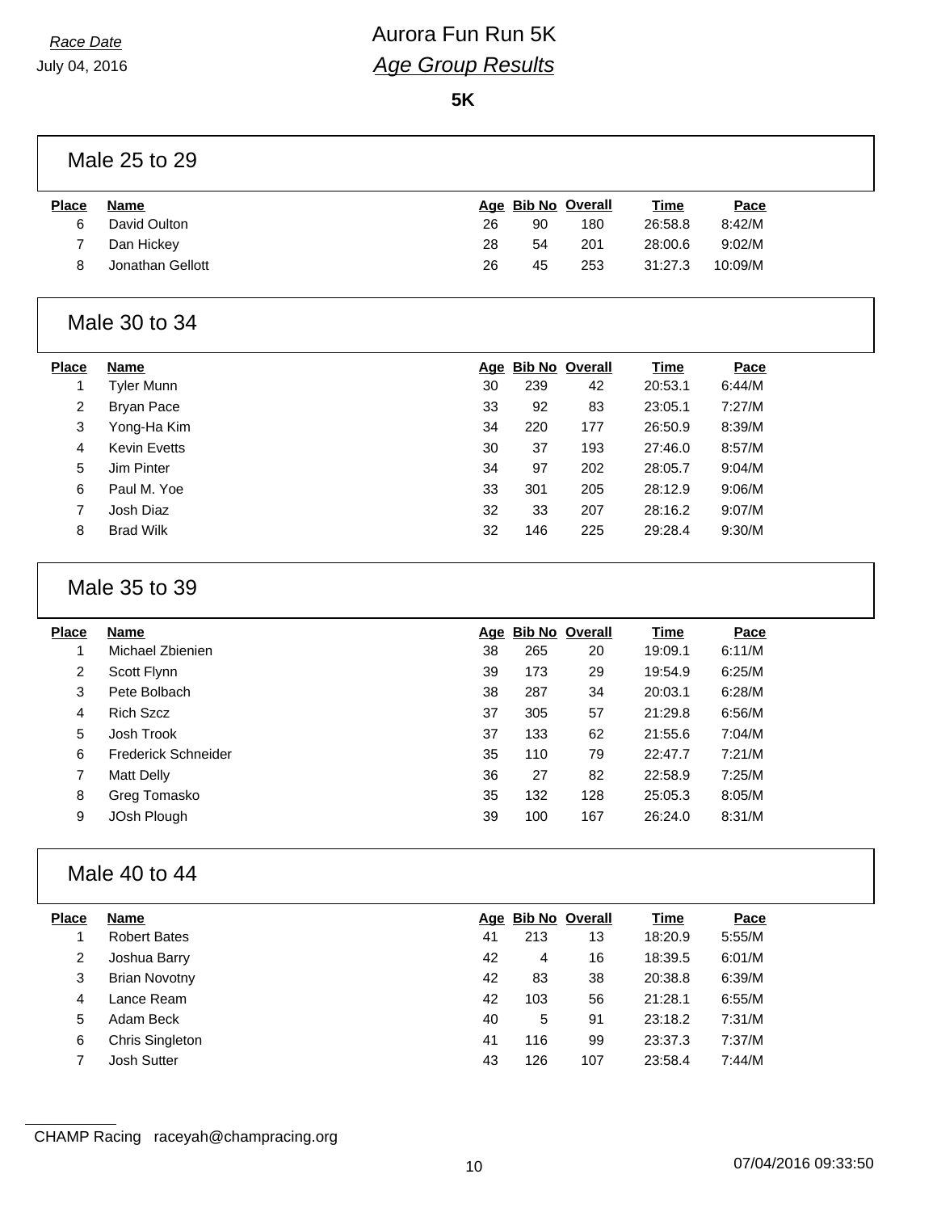*Race Date*
July 04, 2016

# Aurora Fun Run 5K
## *Age Group Results*

**5K**

### Male 25 to 29

| Place | Name | Age | Bib No | Overall | Time | Pace |
|---|---|---|---|---|---|---|
| 6 | David Oulton | 26 | 90 | 180 | 26:58.8 | 8:42/M |
| 7 | Dan Hickey | 28 | 54 | 201 | 28:00.6 | 9:02/M |
| 8 | Jonathan Gellott | 26 | 45 | 253 | 31:27.3 | 10:09/M |

### Male 30 to 34

| Place | Name | Age | Bib No | Overall | Time | Pace |
|---|---|---|---|---|---|---|
| 1 | Tyler Munn | 30 | 239 | 42 | 20:53.1 | 6:44/M |
| 2 | Bryan Pace | 33 | 92 | 83 | 23:05.1 | 7:27/M |
| 3 | Yong-Ha Kim | 34 | 220 | 177 | 26:50.9 | 8:39/M |
| 4 | Kevin Evetts | 30 | 37 | 193 | 27:46.0 | 8:57/M |
| 5 | Jim Pinter | 34 | 97 | 202 | 28:05.7 | 9:04/M |
| 6 | Paul M. Yoe | 33 | 301 | 205 | 28:12.9 | 9:06/M |
| 7 | Josh Diaz | 32 | 33 | 207 | 28:16.2 | 9:07/M |
| 8 | Brad Wilk | 32 | 146 | 225 | 29:28.4 | 9:30/M |

### Male 35 to 39

| Place | Name | Age | Bib No | Overall | Time | Pace |
|---|---|---|---|---|---|---|
| 1 | Michael Zbienien | 38 | 265 | 20 | 19:09.1 | 6:11/M |
| 2 | Scott Flynn | 39 | 173 | 29 | 19:54.9 | 6:25/M |
| 3 | Pete Bolbach | 38 | 287 | 34 | 20:03.1 | 6:28/M |
| 4 | Rich Szcz | 37 | 305 | 57 | 21:29.8 | 6:56/M |
| 5 | Josh Trook | 37 | 133 | 62 | 21:55.6 | 7:04/M |
| 6 | Frederick Schneider | 35 | 110 | 79 | 22:47.7 | 7:21/M |
| 7 | Matt Delly | 36 | 27 | 82 | 22:58.9 | 7:25/M |
| 8 | Greg Tomasko | 35 | 132 | 128 | 25:05.3 | 8:05/M |
| 9 | JOsh Plough | 39 | 100 | 167 | 26:24.0 | 8:31/M |

### Male 40 to 44

| Place | Name | Age | Bib No | Overall | Time | Pace |
|---|---|---|---|---|---|---|
| 1 | Robert Bates | 41 | 213 | 13 | 18:20.9 | 5:55/M |
| 2 | Joshua Barry | 42 | 4 | 16 | 18:39.5 | 6:01/M |
| 3 | Brian Novotny | 42 | 83 | 38 | 20:38.8 | 6:39/M |
| 4 | Lance Ream | 42 | 103 | 56 | 21:28.1 | 6:55/M |
| 5 | Adam Beck | 40 | 5 | 91 | 23:18.2 | 7:31/M |
| 6 | Chris Singleton | 41 | 116 | 99 | 23:37.3 | 7:37/M |
| 7 | Josh Sutter | 43 | 126 | 107 | 23:58.4 | 7:44/M |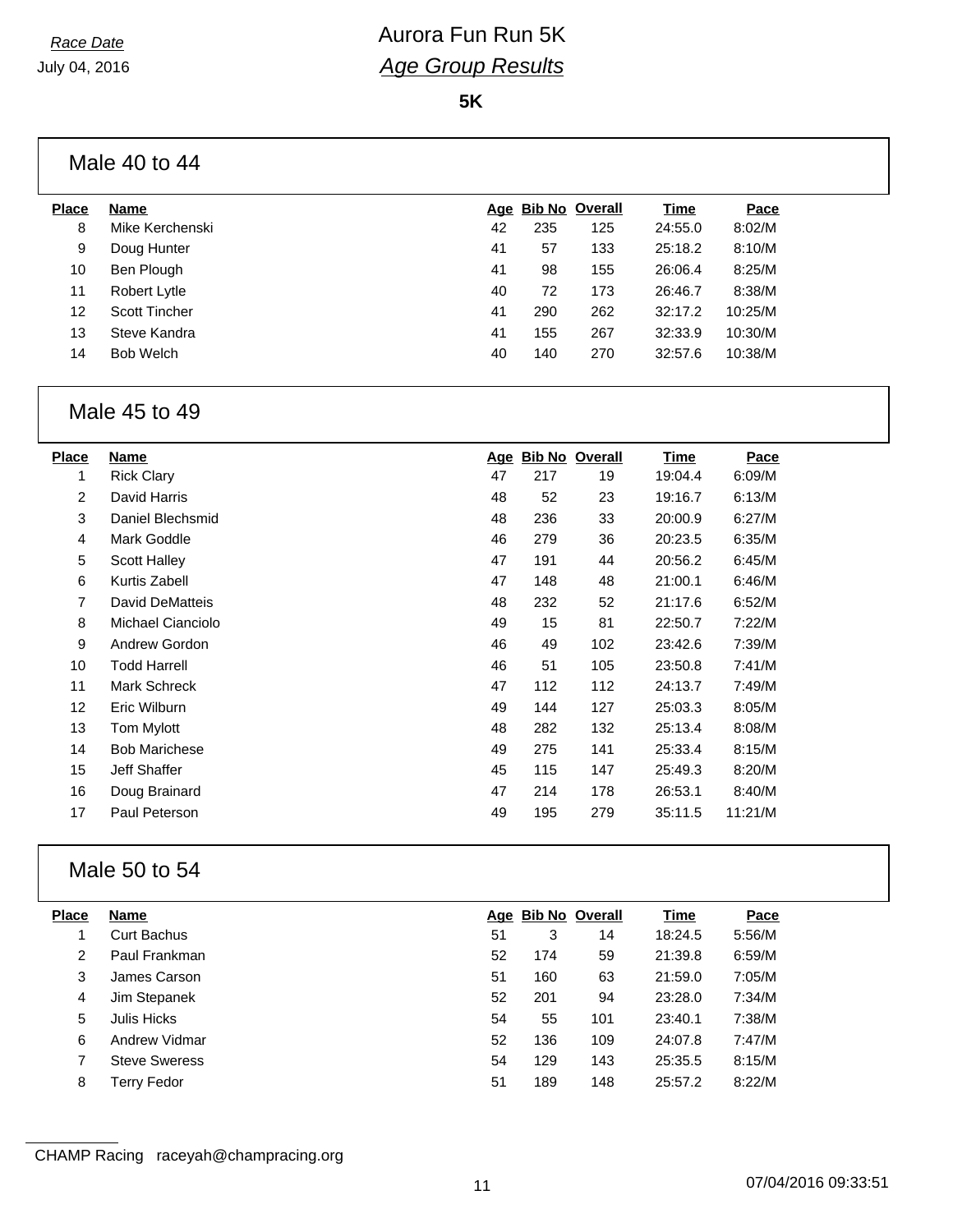*Race Date*
July 04, 2016

# Aurora Fun Run 5K
## *Age Group Results*

**5K**

### Male 40 to 44

| Place | Name | Age | Bib No | Overall | Time | Pace |
|---|---|---|---|---|---|---|
| 8 | Mike Kerchenski | 42 | 235 | 125 | 24:55.0 | 8:02/M |
| 9 | Doug Hunter | 41 | 57 | 133 | 25:18.2 | 8:10/M |
| 10 | Ben Plough | 41 | 98 | 155 | 26:06.4 | 8:25/M |
| 11 | Robert Lytle | 40 | 72 | 173 | 26:46.7 | 8:38/M |
| 12 | Scott Tincher | 41 | 290 | 262 | 32:17.2 | 10:25/M |
| 13 | Steve Kandra | 41 | 155 | 267 | 32:33.9 | 10:30/M |
| 14 | Bob Welch | 40 | 140 | 270 | 32:57.6 | 10:38/M |

### Male 45 to 49

| Place | Name | Age | Bib No | Overall | Time | Pace |
|---|---|---|---|---|---|---|
| 1 | Rick Clary | 47 | 217 | 19 | 19:04.4 | 6:09/M |
| 2 | David Harris | 48 | 52 | 23 | 19:16.7 | 6:13/M |
| 3 | Daniel Blechsmid | 48 | 236 | 33 | 20:00.9 | 6:27/M |
| 4 | Mark Goddle | 46 | 279 | 36 | 20:23.5 | 6:35/M |
| 5 | Scott Halley | 47 | 191 | 44 | 20:56.2 | 6:45/M |
| 6 | Kurtis Zabell | 47 | 148 | 48 | 21:00.1 | 6:46/M |
| 7 | David DeMatteis | 48 | 232 | 52 | 21:17.6 | 6:52/M |
| 8 | Michael Cianciolo | 49 | 15 | 81 | 22:50.7 | 7:22/M |
| 9 | Andrew Gordon | 46 | 49 | 102 | 23:42.6 | 7:39/M |
| 10 | Todd Harrell | 46 | 51 | 105 | 23:50.8 | 7:41/M |
| 11 | Mark Schreck | 47 | 112 | 112 | 24:13.7 | 7:49/M |
| 12 | Eric Wilburn | 49 | 144 | 127 | 25:03.3 | 8:05/M |
| 13 | Tom Mylott | 48 | 282 | 132 | 25:13.4 | 8:08/M |
| 14 | Bob Marichese | 49 | 275 | 141 | 25:33.4 | 8:15/M |
| 15 | Jeff Shaffer | 45 | 115 | 147 | 25:49.3 | 8:20/M |
| 16 | Doug Brainard | 47 | 214 | 178 | 26:53.1 | 8:40/M |
| 17 | Paul Peterson | 49 | 195 | 279 | 35:11.5 | 11:21/M |

### Male 50 to 54

| Place | Name | Age | Bib No | Overall | Time | Pace |
|---|---|---|---|---|---|---|
| 1 | Curt Bachus | 51 | 3 | 14 | 18:24.5 | 5:56/M |
| 2 | Paul Frankman | 52 | 174 | 59 | 21:39.8 | 6:59/M |
| 3 | James Carson | 51 | 160 | 63 | 21:59.0 | 7:05/M |
| 4 | Jim Stepanek | 52 | 201 | 94 | 23:28.0 | 7:34/M |
| 5 | Julis Hicks | 54 | 55 | 101 | 23:40.1 | 7:38/M |
| 6 | Andrew Vidmar | 52 | 136 | 109 | 24:07.8 | 7:47/M |
| 7 | Steve Sweress | 54 | 129 | 143 | 25:35.5 | 8:15/M |
| 8 | Terry Fedor | 51 | 189 | 148 | 25:57.2 | 8:22/M |

CHAMP Racing raceyah@champracing.org

07/04/2016 09:33:51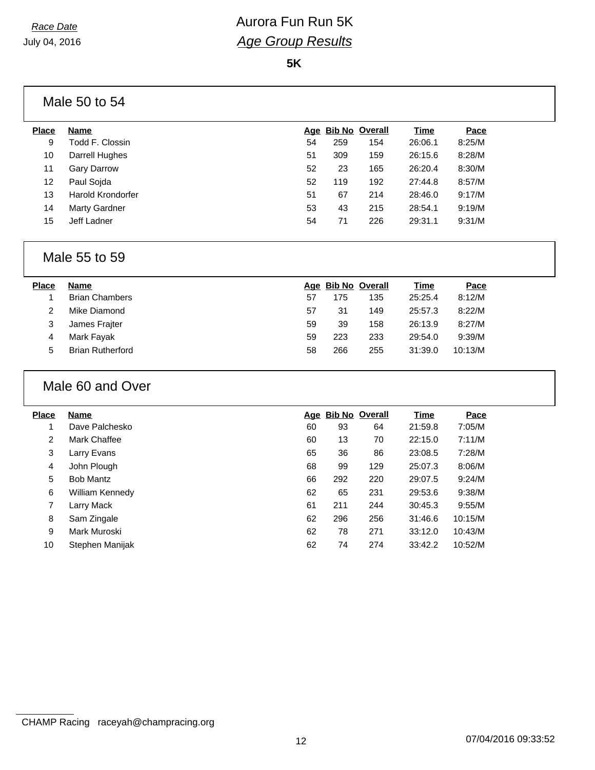Race Date

July 04, 2016

# Aurora Fun Run 5K

## *Age Group Results*

**5K**

### Male 50 to 54

| Place | Name | Age | Bib No | Overall | Time | Pace |
|---|---|---|---|---|---|---|
| 9 | Todd F. Clossin | 54 | 259 | 154 | 26:06.1 | 8:25/M |
| 10 | Darrell Hughes | 51 | 309 | 159 | 26:15.6 | 8:28/M |
| 11 | Gary Darrow | 52 | 23 | 165 | 26:20.4 | 8:30/M |
| 12 | Paul Sojda | 52 | 119 | 192 | 27:44.8 | 8:57/M |
| 13 | Harold Krondorfer | 51 | 67 | 214 | 28:46.0 | 9:17/M |
| 14 | Marty Gardner | 53 | 43 | 215 | 28:54.1 | 9:19/M |
| 15 | Jeff Ladner | 54 | 71 | 226 | 29:31.1 | 9:31/M |

### Male 55 to 59

| Place | Name | Age | Bib No | Overall | Time | Pace |
|---|---|---|---|---|---|---|
| 1 | Brian Chambers | 57 | 175 | 135 | 25:25.4 | 8:12/M |
| 2 | Mike Diamond | 57 | 31 | 149 | 25:57.3 | 8:22/M |
| 3 | James Frajter | 59 | 39 | 158 | 26:13.9 | 8:27/M |
| 4 | Mark Fayak | 59 | 223 | 233 | 29:54.0 | 9:39/M |
| 5 | Brian Rutherford | 58 | 266 | 255 | 31:39.0 | 10:13/M |

### Male 60 and Over

| Place | Name | Age | Bib No | Overall | Time | Pace |
|---|---|---|---|---|---|---|
| 1 | Dave Palchesko | 60 | 93 | 64 | 21:59.8 | 7:05/M |
| 2 | Mark Chaffee | 60 | 13 | 70 | 22:15.0 | 7:11/M |
| 3 | Larry Evans | 65 | 36 | 86 | 23:08.5 | 7:28/M |
| 4 | John Plough | 68 | 99 | 129 | 25:07.3 | 8:06/M |
| 5 | Bob Mantz | 66 | 292 | 220 | 29:07.5 | 9:24/M |
| 6 | William Kennedy | 62 | 65 | 231 | 29:53.6 | 9:38/M |
| 7 | Larry Mack | 61 | 211 | 244 | 30:45.3 | 9:55/M |
| 8 | Sam Zingale | 62 | 296 | 256 | 31:46.6 | 10:15/M |
| 9 | Mark Muroski | 62 | 78 | 271 | 33:12.0 | 10:43/M |
| 10 | Stephen Manijak | 62 | 74 | 274 | 33:42.2 | 10:52/M |

CHAMP Racing raceyah@champracing.org

07/04/2016 09:33:52